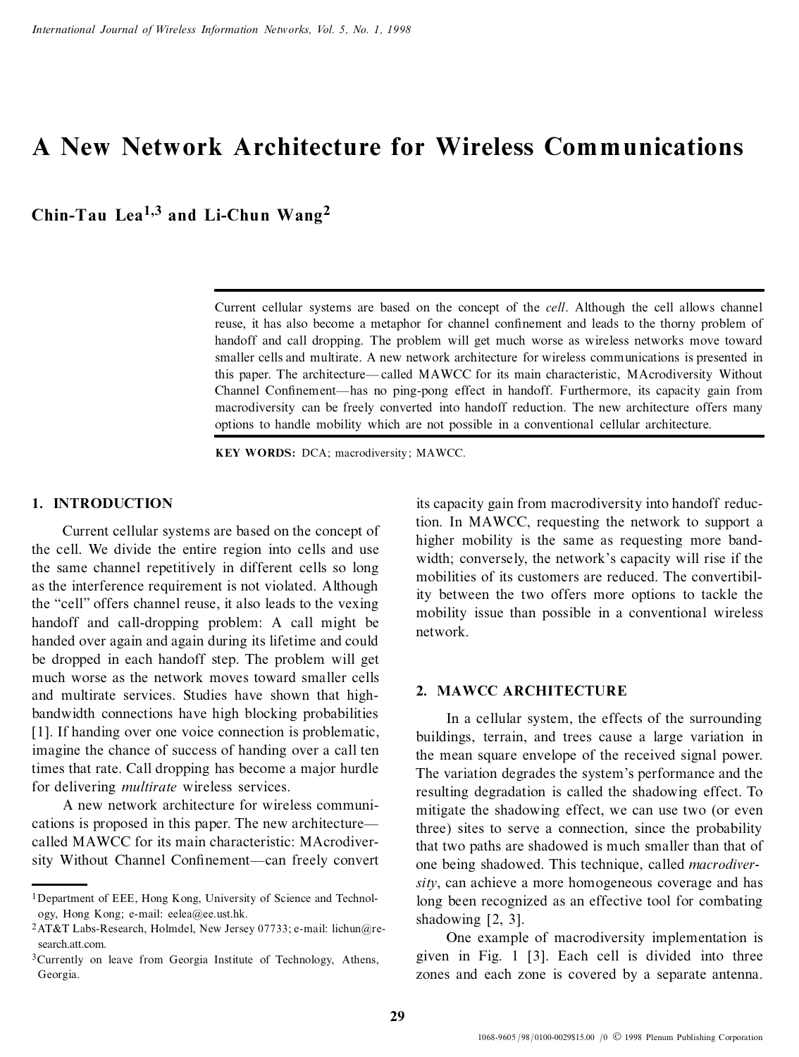# A New Network Architecture for Wireless Communications

**Chin-Tau Lea[1,3] and Li-Chun Wang[2]**

Current cellular systems are based on the concept of the *cell*. Although the cell allows channel reuse, it has also become a metaphor for channel confinement and leads to the thorny problem of handoff and call dropping. The problem will get much worse as wireless networks move toward smaller cells and multirate. A new network architecture for wireless communications is presented in this paper. The architecture—called MAWCC for its main characteristic, MAcrodiversity Without Channel Confinement—has no ping-pong effect in handoff. Furthermore, its capacity gain from macrodiversity can be freely converted into handoff reduction. The new architecture offers many options to handle mobility which are not possible in a conventional cellular architecture.

**KEY WORDS:** DCA; macrodiversity; MAWCC.

## 1. INTRODUCTION

Current cellular systems are based on the concept of the cell. We divide the entire region into cells and use the same channel repetitively in different cells so long as the interference requirement is not violated. Although the "cell" offers channel reuse, it also leads to the vexing handoff and call-dropping problem: A call might be handed over again and again during its lifetime and could be dropped in each handoff step. The problem will get much worse as the network moves toward smaller cells and multirate services. Studies have shown that high-bandwidth connections have high blocking probabilities [1]. If handing over one voice connection is problematic, imagine the chance of success of handing over a call ten times that rate. Call dropping has become a major hurdle for delivering *multirate* wireless services.

A new network architecture for wireless communications is proposed in this paper. The new architecture—called MAWCC for its main characteristic: MAcrodiversity Without Channel Confinement—can freely convert its capacity gain from macrodiversity into handoff reduction. In MAWCC, requesting the network to support a higher mobility is the same as requesting more bandwidth; conversely, the network's capacity will rise if the mobilities of its customers are reduced. The convertibility between the two offers more options to tackle the mobility issue than possible in a conventional wireless network.

## 2. MAWCC ARCHITECTURE

In a cellular system, the effects of the surrounding buildings, terrain, and trees cause a large variation in the mean square envelope of the received signal power. The variation degrades the system's performance and the resulting degradation is called the shadowing effect. To mitigate the shadowing effect, we can use two (or even three) sites to serve a connection, since the probability that two paths are shadowed is much smaller than that of one being shadowed. This technique, called *macrodiversity*, can achieve a more homogeneous coverage and has long been recognized as an effective tool for combating shadowing [2, 3].

One example of macrodiversity implementation is given in Fig. 1 [3]. Each cell is divided into three zones and each zone is covered by a separate antenna.

---

[1] Department of EEE, Hong Kong, University of Science and Technology, Hong Kong; e-mail: eelea@ee.ust.hk.

[2] AT&T Labs-Research, Holmdel, New Jersey 07733; e-mail: lichun@research.att.com.

[3] Currently on leave from Georgia Institute of Technology, Athens, Georgia.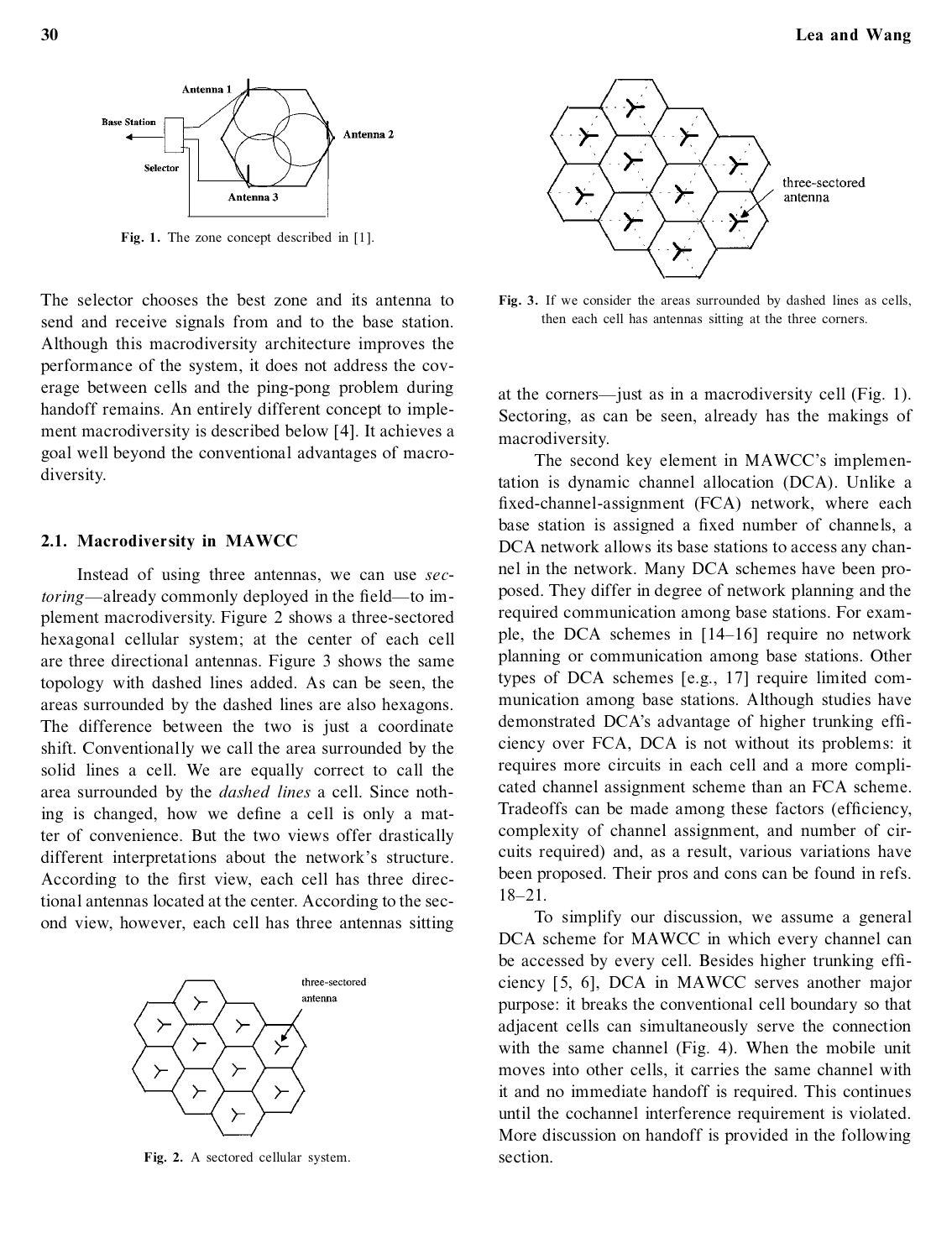Fig. 1. The zone concept described in [1].

The selector chooses the best zone and its antenna to send and receive signals from and to the base station. Although this macrodiversity architecture improves the performance of the system, it does not address the coverage between cells and the ping-pong problem during handoff remains. An entirely different concept to implement macrodiversity is described below [4]. It achieves a goal well beyond the conventional advantages of macrodiversity.

## 2.1. Macrodiversity in MAWCC

Instead of using three antennas, we can use *sectoring*—already commonly deployed in the field—to implement macrodiversity. Figure 2 shows a three-sectored hexagonal cellular system; at the center of each cell are three directional antennas. Figure 3 shows the same topology with dashed lines added. As can be seen, the areas surrounded by the dashed lines are also hexagons. The difference between the two is just a coordinate shift. Conventionally we call the area surrounded by the solid lines a cell. We are equally correct to call the area surrounded by the *dashed lines* a cell. Since nothing is changed, how we define a cell is only a matter of convenience. But the two views offer drastically different interpretations about the network's structure. According to the first view, each cell has three directional antennas located at the center. According to the second view, however, each cell has three antennas sitting at the corners—just as in a macrodiversity cell (Fig. 1). Sectoring, as can be seen, already has the makings of macrodiversity.

Fig. 2. A sectored cellular system.

Fig. 3. If we consider the areas surrounded by dashed lines as cells, then each cell has antennas sitting at the three corners.

The second key element in MAWCC's implementation is dynamic channel allocation (DCA). Unlike a fixed-channel-assignment (FCA) network, where each base station is assigned a fixed number of channels, a DCA network allows its base stations to access any channel in the network. Many DCA schemes have been proposed. They differ in degree of network planning and the required communication among base stations. For example, the DCA schemes in [14–16] require no network planning or communication among base stations. Other types of DCA schemes [e.g., 17] require limited communication among base stations. Although studies have demonstrated DCA's advantage of higher trunking efficiency over FCA, DCA is not without its problems: it requires more circuits in each cell and a more complicated channel assignment scheme than an FCA scheme. Tradeoffs can be made among these factors (efficiency, complexity of channel assignment, and number of circuits required) and, as a result, various variations have been proposed. Their pros and cons can be found in refs. 18–21.

To simplify our discussion, we assume a general DCA scheme for MAWCC in which every channel can be accessed by every cell. Besides higher trunking efficiency [5, 6], DCA in MAWCC serves another major purpose: it breaks the conventional cell boundary so that adjacent cells can simultaneously serve the connection with the same channel (Fig. 4). When the mobile unit moves into other cells, it carries the same channel with it and no immediate handoff is required. This continues until the cochannel interference requirement is violated. More discussion on handoff is provided in the following section.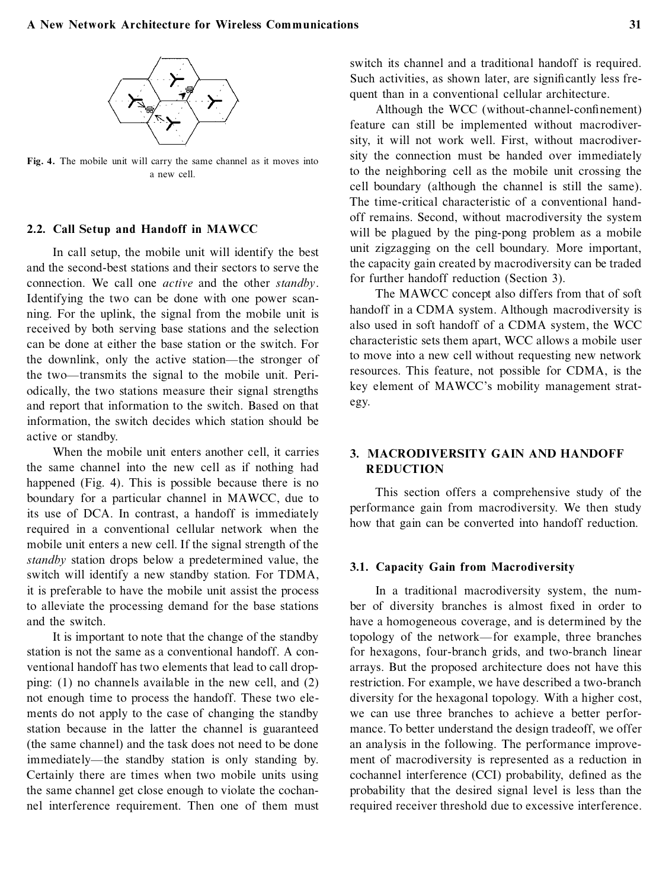Fig. 4. The mobile unit will carry the same channel as it moves into a new cell.

### 2.2. Call Setup and Handoff in MAWCC

In call setup, the mobile unit will identify the best and the second-best stations and their sectors to serve the connection. We call one *active* and the other *standby*. Identifying the two can be done with one power scanning. For the uplink, the signal from the mobile unit is received by both serving base stations and the selection can be done at either the base station or the switch. For the downlink, only the active station—the stronger of the two—transmits the signal to the mobile unit. Periodically, the two stations measure their signal strengths and report that information to the switch. Based on that information, the switch decides which station should be active or standby.

When the mobile unit enters another cell, it carries the same channel into the new cell as if nothing had happened (Fig. 4). This is possible because there is no boundary for a particular channel in MAWCC, due to its use of DCA. In contrast, a handoff is immediately required in a conventional cellular network when the mobile unit enters a new cell. If the signal strength of the *standby* station drops below a predetermined value, the switch will identify a new standby station. For TDMA, it is preferable to have the mobile unit assist the process to alleviate the processing demand for the base stations and the switch.

It is important to note that the change of the standby station is not the same as a conventional handoff. A conventional handoff has two elements that lead to call dropping: (1) no channels available in the new cell, and (2) not enough time to process the handoff. These two elements do not apply to the case of changing the standby station because in the latter the channel is guaranteed (the same channel) and the task does not need to be done immediately—the standby station is only standing by. Certainly there are times when two mobile units using the same channel get close enough to violate the cochannel interference requirement. Then one of them must switch its channel and a traditional handoff is required. Such activities, as shown later, are significantly less frequent than in a conventional cellular architecture.

Although the WCC (without-channel-confinement) feature can still be implemented without macrodiversity, it will not work well. First, without macrodiversity the connection must be handed over immediately to the neighboring cell as the mobile unit crossing the cell boundary (although the channel is still the same). The time-critical characteristic of a conventional handoff remains. Second, without macrodiversity the system will be plagued by the ping-pong problem as a mobile unit zigzagging on the cell boundary. More important, the capacity gain created by macrodiversity can be traded for further handoff reduction (Section 3).

The MAWCC concept also differs from that of soft handoff in a CDMA system. Although macrodiversity is also used in soft handoff of a CDMA system, the WCC characteristic sets them apart, WCC allows a mobile user to move into a new cell without requesting new network resources. This feature, not possible for CDMA, is the key element of MAWCC's mobility management strategy.

## 3. MACRODIVERSITY GAIN AND HANDOFF REDUCTION

This section offers a comprehensive study of the performance gain from macrodiversity. We then study how that gain can be converted into handoff reduction.

### 3.1. Capacity Gain from Macrodiversity

In a traditional macrodiversity system, the number of diversity branches is almost fixed in order to have a homogeneous coverage, and is determined by the topology of the network—for example, three branches for hexagons, four-branch grids, and two-branch linear arrays. But the proposed architecture does not have this restriction. For example, we have described a two-branch diversity for the hexagonal topology. With a higher cost, we can use three branches to achieve a better performance. To better understand the design tradeoff, we offer an analysis in the following. The performance improvement of macrodiversity is represented as a reduction in cochannel interference (CCI) probability, defined as the probability that the desired signal level is less than the required receiver threshold due to excessive interference.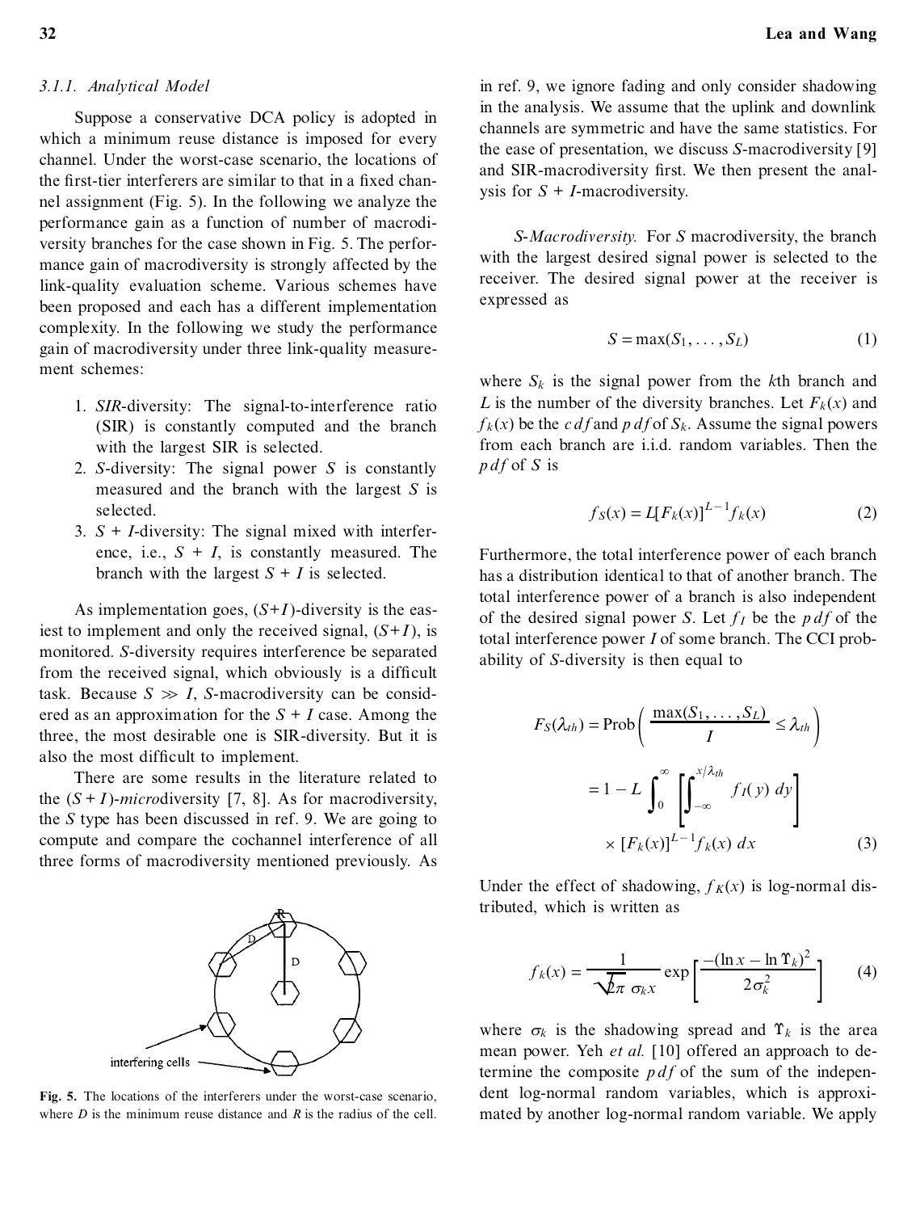#### 3.1.1. Analytical Model

Suppose a conservative DCA policy is adopted in which a minimum reuse distance is imposed for every channel. Under the worst-case scenario, the locations of the first-tier interferers are similar to that in a fixed channel assignment (Fig. 5). In the following we analyze the performance gain as a function of number of macrodiversity branches for the case shown in Fig. 5. The performance gain of macrodiversity is strongly affected by the link-quality evaluation scheme. Various schemes have been proposed and each has a different implementation complexity. In the following we study the performance gain of macrodiversity under three link-quality measurement schemes:

1. *SIR*-diversity: The signal-to-interference ratio (SIR) is constantly computed and the branch with the largest SIR is selected.
2. *S*-diversity: The signal power $S$ is constantly measured and the branch with the largest $S$ is selected.
3. $S + I$-diversity: The signal mixed with interference, i.e., $S + I$, is constantly measured. The branch with the largest $S + I$ is selected.

As implementation goes, $(S+I)$-diversity is the easiest to implement and only the received signal, $(S+I)$, is monitored. $S$-diversity requires interference be separated from the received signal, which obviously is a difficult task. Because $S \gg I$, $S$-macrodiversity can be considered as an approximation for the $S + I$ case. Among the three, the most desirable one is SIR-diversity. But it is also the most difficult to implement.

There are some results in the literature related to the $(S+I)$-*micro*diversity [7, 8]. As for macrodiversity, the $S$ type has been discussed in ref. 9. We are going to compute and compare the cochannel interference of all three forms of macrodiversity mentioned previously. As in ref. 9, we ignore fading and only consider shadowing in the analysis. We assume that the uplink and downlink channels are symmetric and have the same statistics. For the ease of presentation, we discuss $S$-macrodiversity [9] and SIR-macrodiversity first. We then present the analysis for $S + I$-macrodiversity.

**Fig. 5.** The locations of the interferers under the worst-case scenario, where $D$ is the minimum reuse distance and $R$ is the radius of the cell.

*S-Macrodiversity.* For $S$ macrodiversity, the branch with the largest desired signal power is selected to the receiver. The desired signal power at the receiver is expressed as

$$S = \max(S_1, \ldots, S_L) \tag{1}$$

where $S_k$ is the signal power from the $k$th branch and $L$ is the number of the diversity branches. Let $F_k(x)$ and $f_k(x)$ be the *cdf* and *pdf* of $S_k$. Assume the signal powers from each branch are i.i.d. random variables. Then the *pdf* of $S$ is

$$f_S(x) = L[F_k(x)]^{L-1} f_k(x) \tag{2}$$

Furthermore, the total interference power of each branch has a distribution identical to that of another branch. The total interference power of a branch is also independent of the desired signal power $S$. Let $f_I$ be the *pdf* of the total interference power $I$ of some branch. The CCI probability of $S$-diversity is then equal to

$$\begin{aligned} F_S(\lambda_{th}) &= \text{Prob}\left(\frac{\max(S_1, \ldots, S_L)}{I} \le \lambda_{th}\right) \\ &= 1 - L\int_0^{\infty}\left[\int_{-\infty}^{x/\lambda_{th}} f_I(y)\, dy\right] \\ &\quad \times [F_k(x)]^{L-1} f_k(x)\, dx \end{aligned} \tag{3}$$

Under the effect of shadowing, $f_K(x)$ is log-normal distributed, which is written as

$$f_k(x) = \frac{1}{\sqrt{2\pi}\,\sigma_k x}\exp\left[\frac{-(\ln x - \ln \Upsilon_k)^2}{2\sigma_k^2}\right] \tag{4}$$

where $\sigma_k$ is the shadowing spread and $\Upsilon_k$ is the area mean power. Yeh *et al.* [10] offered an approach to determine the composite *pdf* of the sum of the independent log-normal random variables, which is approximated by another log-normal random variable. We apply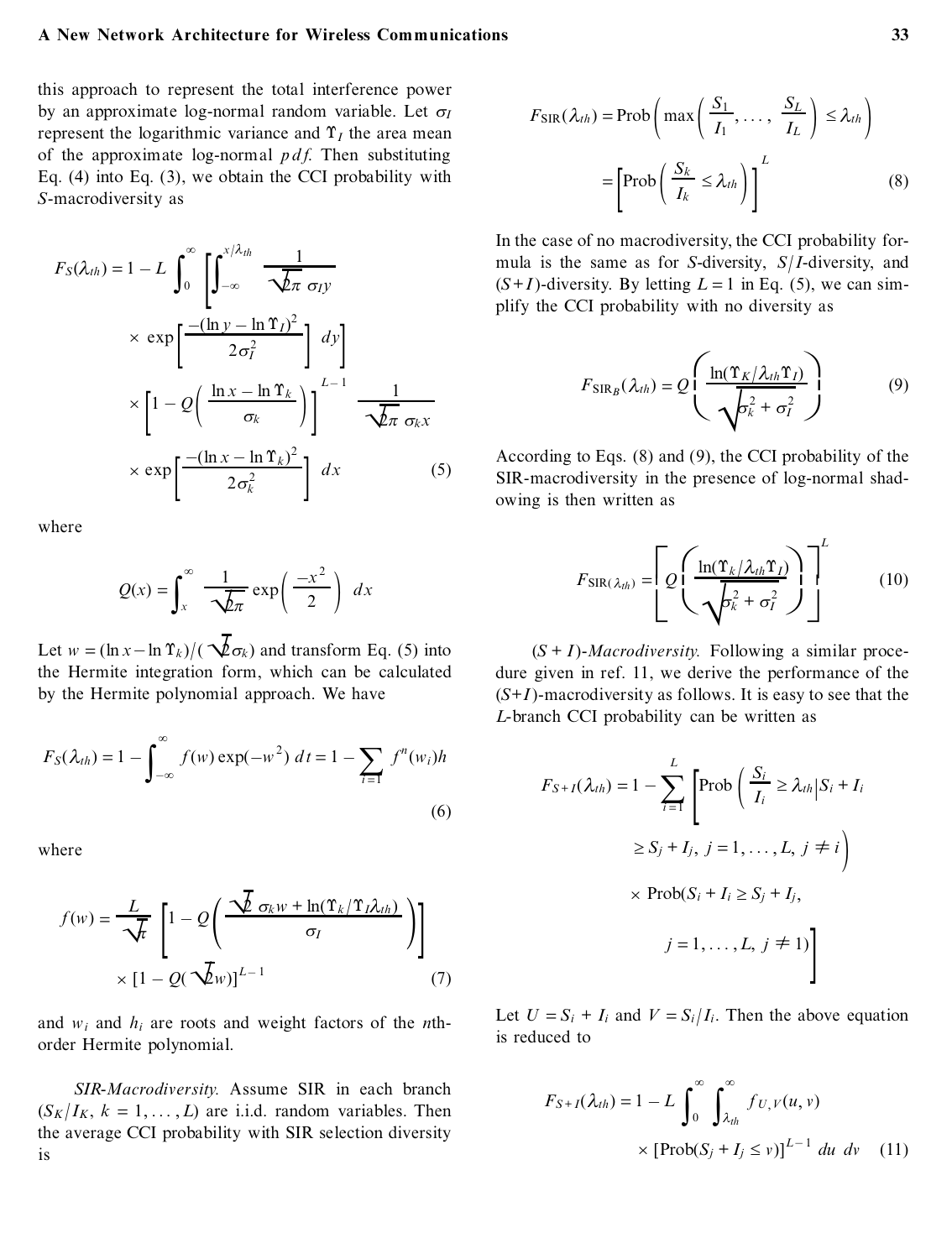this approach to represent the total interference power by an approximate log-normal random variable. Let $\sigma_I$ represent the logarithmic variance and $\Upsilon_I$ the area mean of the approximate log-normal *pdf*. Then substituting Eq. (4) into Eq. (3), we obtain the CCI probability with $S$-macrodiversity as

$$F_S(\lambda_{th}) = 1 - L \int_0^\infty \left[ \int_{-\infty}^{x/\lambda_{th}} \frac{1}{\sqrt{2\pi}\,\sigma_I y} \times \exp\left[ \frac{-(\ln y - \ln \Upsilon_I)^2}{2\sigma_I^2} \right] dy \right] \times \left[ 1 - Q\left( \frac{\ln x - \ln \Upsilon_k}{\sigma_k} \right) \right]^{L-1} \frac{1}{\sqrt{2\pi}\,\sigma_k x} \times \exp\left[ \frac{-(\ln x - \ln \Upsilon_k)^2}{2\sigma_k^2} \right] dx \tag{5}$$

where

$$Q(x) = \int_x^\infty \frac{1}{\sqrt{2\pi}} \exp\left( \frac{-x^2}{2} \right) dx$$

Let $w = (\ln x - \ln \Upsilon_k)/(\sqrt{2}\sigma_k)$ and transform Eq. (5) into the Hermite integration form, which can be calculated by the Hermite polynomial approach. We have

$$F_S(\lambda_{th}) = 1 - \int_{-\infty}^{\infty} f(w) \exp(-w^2)\, dt = 1 - \sum_{i=1} f^n(w_i) h \tag{6}$$

where

$$f(w) = \frac{L}{\sqrt{\pi}} \left[ 1 - Q\left( \frac{\sqrt{2}\,\sigma_k w + \ln(\Upsilon_k/\Upsilon_I \lambda_{th})}{\sigma_I} \right) \right] \times [1 - Q(\sqrt{2}w)]^{L-1} \tag{7}$$

and $w_i$ and $h_i$ are roots and weight factors of the $n$th-order Hermite polynomial.

*SIR-Macrodiversity.* Assume SIR in each branch ($S_K/I_K$, $k = 1, \ldots, L$) are i.i.d. random variables. Then the average CCI probability with SIR selection diversity is

$$F_{\text{SIR}}(\lambda_{th}) = \text{Prob}\left( \max\left( \frac{S_1}{I_1}, \ldots, \frac{S_L}{I_L} \right) \le \lambda_{th} \right) = \left[ \text{Prob}\left( \frac{S_k}{I_k} \le \lambda_{th} \right) \right]^L \tag{8}$$

In the case of no macrodiversity, the CCI probability formula is the same as for $S$-diversity, $S/I$-diversity, and $(S+I)$-diversity. By letting $L = 1$ in Eq. (5), we can simplify the CCI probability with no diversity as

$$F_{\text{SIR}_B}(\lambda_{th}) = Q\left( \frac{\ln(\Upsilon_K/\lambda_{th}\Upsilon_I)}{\sqrt{\sigma_k^2 + \sigma_I^2}} \right) \tag{9}$$

According to Eqs. (8) and (9), the CCI probability of the SIR-macrodiversity in the presence of log-normal shadowing is then written as

$$F_{\text{SIR}(\lambda_{th})} = \left[ Q\left( \frac{\ln(\Upsilon_k/\lambda_{th}\Upsilon_I)}{\sqrt{\sigma_k^2 + \sigma_I^2}} \right) \right]^L \tag{10}$$

*$(S+I)$-Macrodiversity.* Following a similar procedure given in ref. 11, we derive the performance of the $(S+I)$-macrodiversity as follows. It is easy to see that the $L$-branch CCI probability can be written as

$$F_{S+I}(\lambda_{th}) = 1 - \sum_{i=1}^{L} \left[ \text{Prob}\left( \frac{S_i}{I_i} \ge \lambda_{th} \middle| S_i + I_i \ge S_j + I_j,\ j = 1, \ldots, L,\ j \ne i \right) \times \text{Prob}(S_i + I_i \ge S_j + I_j,\ j = 1, \ldots, L,\ j \ne 1) \right]$$

Let $U = S_i + I_i$ and $V = S_i/I_i$. Then the above equation is reduced to

$$F_{S+I}(\lambda_{th}) = 1 - L \int_0^\infty \int_{\lambda_{th}}^\infty f_{U,V}(u, v) \times [\text{Prob}(S_j + I_j \le v)]^{L-1}\, du\, dv \tag{11}$$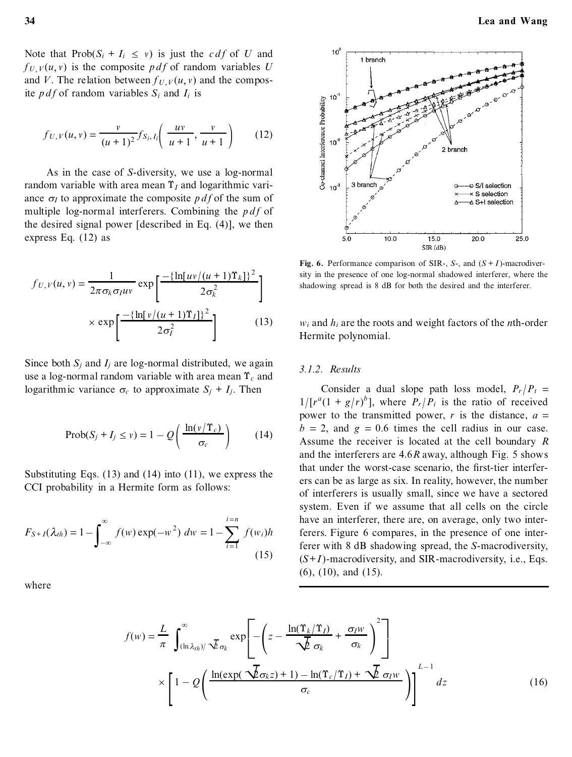Note that Prob($S_i + I_i \leq v$) is just the $cdf$ of $U$ and $f_{U,V}(u, v)$ is the composite $pdf$ of random variables $U$ and $V$. The relation between $f_{U,V}(u, v)$ and the composite $pdf$ of random variables $S_i$ and $I_i$ is

$$f_{U,V}(u, v) = \frac{v}{(u+1)^2} f_{S_i, I_i}\left(\frac{uv}{u+1}, \frac{v}{u+1}\right) \tag{12}$$

As in the case of $S$-diversity, we use a log-normal random variable with area mean $\Upsilon_I$ and logarithmic variance $\sigma_I$ to approximate the composite $pdf$ of the sum of multiple log-normal interferers. Combining the $pdf$ of the desired signal power [described in Eq. (4)], we then express Eq. (12) as

$$f_{U,V}(u, v) = \frac{1}{2\pi\sigma_k\sigma_I uv} \exp\left[\frac{-\{\ln[uv/(u+1)\Upsilon_k]\}^2}{2\sigma_k^2}\right] \times \exp\left[\frac{-\{\ln[v/(u+1)\Upsilon_I]\}^2}{2\sigma_I^2}\right] \tag{13}$$

Since both $S_j$ and $I_j$ are log-normal distributed, we again use a log-normal random variable with area mean $\Upsilon_c$ and logarithmic variance $\sigma_c$ to approximate $S_j + I_j$. Then

$$\text{Prob}(S_j + I_j \leq v) = 1 - Q\left(\frac{\ln(v/\Upsilon_c)}{\sigma_c}\right) \tag{14}$$

Substituting Eqs. (13) and (14) into (11), we express the CCI probability in a Hermite form as follows:

$$F_{S+I}(\lambda_{th}) = 1 - \int_{-\infty}^{\infty} f(w)\exp(-w^2)\, dw = 1 - \sum_{i=1}^{i=n} f(w_i)h \tag{15}$$

where

$$f(w) = \frac{L}{\pi}\int_{(\ln\lambda_{th})/\sqrt{2}\sigma_k}^{\infty} \exp\left[-\left(z - \frac{\ln(\Upsilon_k/\Upsilon_I)}{\sqrt{2}\,\sigma_k} + \frac{\sigma_I w}{\sigma_k}\right)^2\right] \times \left[1 - Q\left(\frac{\ln(\exp(\sqrt{2}\sigma_k z) + 1) - \ln(\Upsilon_c/\Upsilon_I) + \sqrt{2}\,\sigma_I w}{\sigma_c}\right)\right]^{L-1} dz \tag{16}$$

$w_i$ and $h_i$ are the roots and weight factors of the $n$th-order Hermite polynomial.

### 3.1.2. Results

Consider a dual slope path loss model, $P_r/P_t = 1/[r^a(1 + g/r)^b]$, where $P_r/P_i$ is the ratio of received power to the transmitted power, $r$ is the distance, $a = b = 2$, and $g = 0.6$ times the cell radius in our case. Assume the receiver is located at the cell boundary $R$ and the interferers are $4.6R$ away, although Fig. 5 shows that under the worst-case scenario, the first-tier interferers can be as large as six. In reality, however, the number of interferers is usually small, since we have a sectored system. Even if we assume that all cells on the circle have an interferer, there are, on average, only two interferers. Figure 6 compares, in the presence of one interferer with 8 dB shadowing spread, the $S$-macrodiversity, ($S+I$)-macrodiversity, and SIR-macrodiversity, i.e., Eqs. (6), (10), and (15).

**Fig. 6.** Performance comparison of SIR-, $S$-, and ($S + I$)-macrodiversity in the presence of one log-normal shadowed interferer, where the shadowing spread is 8 dB for both the desired and the interferer.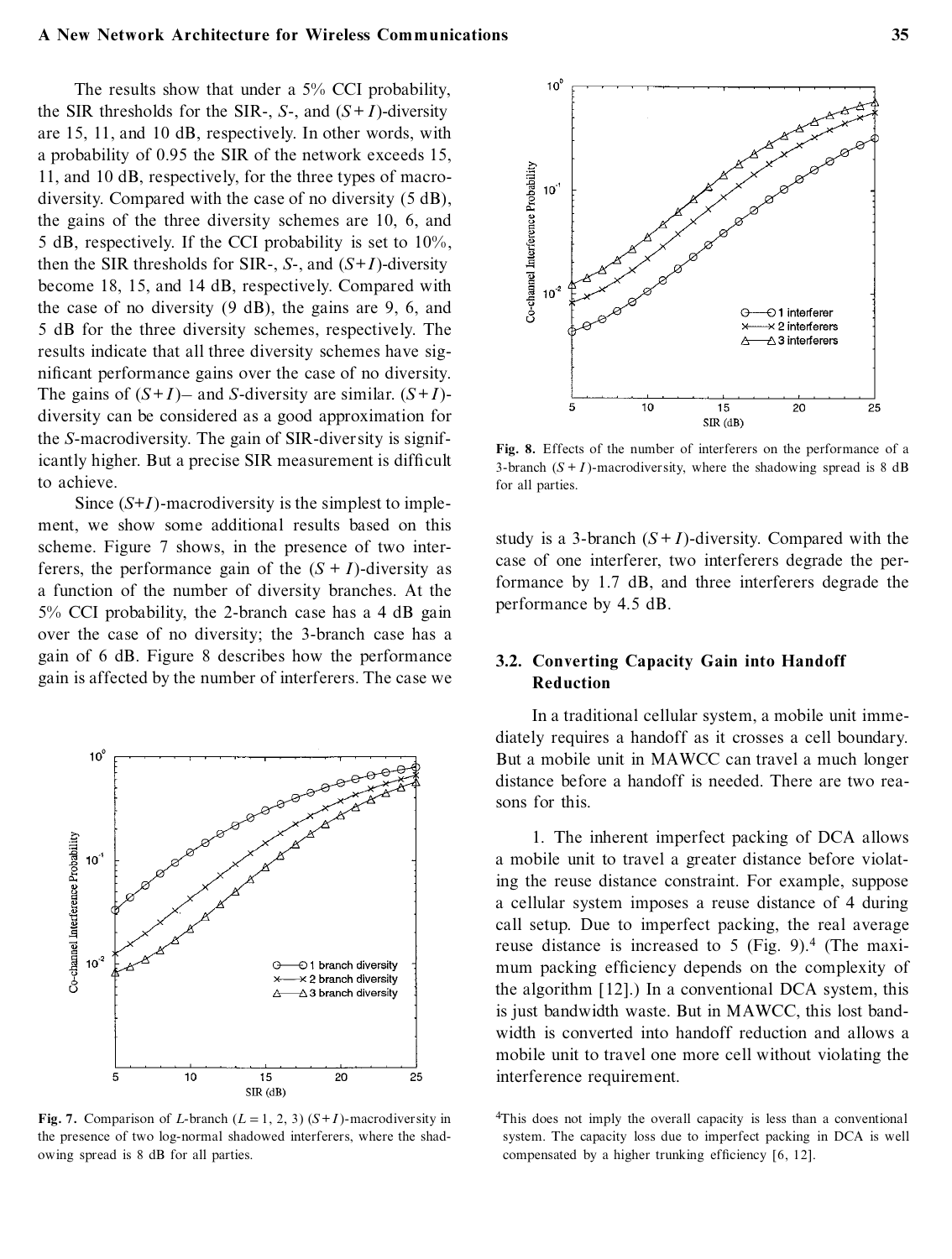The results show that under a 5% CCI probability, the SIR thresholds for the SIR-, $S$-, and $(S+I)$-diversity are 15, 11, and 10 dB, respectively. In other words, with a probability of 0.95 the SIR of the network exceeds 15, 11, and 10 dB, respectively, for the three types of macrodiversity. Compared with the case of no diversity (5 dB), the gains of the three diversity schemes are 10, 6, and 5 dB, respectively. If the CCI probability is set to 10%, then the SIR thresholds for SIR-, $S$-, and $(S+I)$-diversity become 18, 15, and 14 dB, respectively. Compared with the case of no diversity (9 dB), the gains are 9, 6, and 5 dB for the three diversity schemes, respectively. The results indicate that all three diversity schemes have significant performance gains over the case of no diversity. The gains of $(S+I)$– and $S$-diversity are similar. $(S+I)$-diversity can be considered as a good approximation for the $S$-macrodiversity. The gain of SIR-diversity is significantly higher. But a precise SIR measurement is difficult to achieve.

Since $(S+I)$-macrodiversity is the simplest to implement, we show some additional results based on this scheme. Figure 7 shows, in the presence of two interferers, the performance gain of the $(S+I)$-diversity as a function of the number of diversity branches. At the 5% CCI probability, the 2-branch case has a 4 dB gain over the case of no diversity; the 3-branch case has a gain of 6 dB. Figure 8 describes how the performance gain is affected by the number of interferers. The case we study is a 3-branch $(S+I)$-diversity. Compared with the case of one interferer, two interferers degrade the performance by 1.7 dB, and three interferers degrade the performance by 4.5 dB.

**Fig. 7.** Comparison of $L$-branch ($L = 1, 2, 3$) $(S+I)$-macrodiversity in the presence of two log-normal shadowed interferers, where the shadowing spread is 8 dB for all parties.

**Fig. 8.** Effects of the number of interferers on the performance of a 3-branch $(S+I)$-macrodiversity, where the shadowing spread is 8 dB for all parties.

### 3.2. Converting Capacity Gain into Handoff Reduction

In a traditional cellular system, a mobile unit immediately requires a handoff as it crosses a cell boundary. But a mobile unit in MAWCC can travel a much longer distance before a handoff is needed. There are two reasons for this.

1. The inherent imperfect packing of DCA allows a mobile unit to travel a greater distance before violating the reuse distance constraint. For example, suppose a cellular system imposes a reuse distance of 4 during call setup. Due to imperfect packing, the real average reuse distance is increased to 5 (Fig. 9).[4] (The maximum packing efficiency depends on the complexity of the algorithm [12].) In a conventional DCA system, this is just bandwidth waste. But in MAWCC, this lost bandwidth is converted into handoff reduction and allows a mobile unit to travel one more cell without violating the interference requirement.

[4]This does not imply the overall capacity is less than a conventional system. The capacity loss due to imperfect packing in DCA is well compensated by a higher trunking efficiency [6, 12].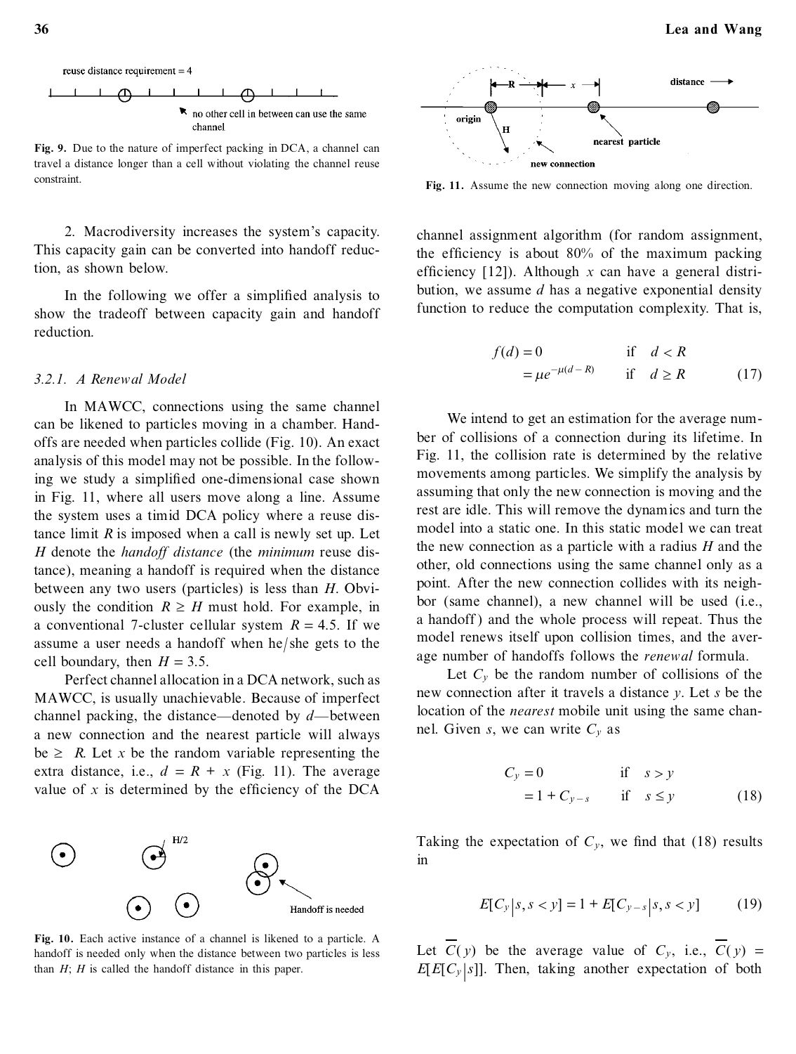Fig. 9. Due to the nature of imperfect packing in DCA, a channel can travel a distance longer than a cell without violating the channel reuse constraint.

2. Macrodiversity increases the system's capacity. This capacity gain can be converted into handoff reduction, as shown below.

In the following we offer a simplified analysis to show the tradeoff between capacity gain and handoff reduction.

### 3.2.1. A Renewal Model

In MAWCC, connections using the same channel can be likened to particles moving in a chamber. Handoffs are needed when particles collide (Fig. 10). An exact analysis of this model may not be possible. In the following we study a simplified one-dimensional case shown in Fig. 11, where all users move along a line. Assume the system uses a timid DCA policy where a reuse distance limit $R$ is imposed when a call is newly set up. Let $H$ denote the *handoff distance* (the *minimum* reuse distance), meaning a handoff is required when the distance between any two users (particles) is less than $H$. Obviously the condition $R \geq H$ must hold. For example, in a conventional 7-cluster cellular system $R = 4.5$. If we assume a user needs a handoff when he/she gets to the cell boundary, then $H = 3.5$.

Perfect channel allocation in a DCA network, such as MAWCC, is usually unachievable. Because of imperfect channel packing, the distance—denoted by $d$—between a new connection and the nearest particle will always be $\geq R$. Let $x$ be the random variable representing the extra distance, i.e., $d = R + x$ (Fig. 11). The average value of $x$ is determined by the efficiency of the DCA

Fig. 10. Each active instance of a channel is likened to a particle. A handoff is needed only when the distance between two particles is less than $H$; $H$ is called the handoff distance in this paper.

Fig. 11. Assume the new connection moving along one direction.

channel assignment algorithm (for random assignment, the efficiency is about 80% of the maximum packing efficiency [12]). Although $x$ can have a general distribution, we assume $d$ has a negative exponential density function to reduce the computation complexity. That is,

$$
\begin{aligned}
f(d) &= 0 && \text{if} \quad d < R \\
&= \mu e^{-\mu(d-R)} && \text{if} \quad d \geq R
\end{aligned}
\tag{17}
$$

We intend to get an estimation for the average number of collisions of a connection during its lifetime. In Fig. 11, the collision rate is determined by the relative movements among particles. We simplify the analysis by assuming that only the new connection is moving and the rest are idle. This will remove the dynamics and turn the model into a static one. In this static model we can treat the new connection as a particle with a radius $H$ and the other, old connections using the same channel only as a point. After the new connection collides with its neighbor (same channel), a new channel will be used (i.e., a handoff) and the whole process will repeat. Thus the model renews itself upon collision times, and the average number of handoffs follows the *renewal* formula.

Let $C_y$ be the random number of collisions of the new connection after it travels a distance $y$. Let $s$ be the location of the *nearest* mobile unit using the same channel. Given $s$, we can write $C_y$ as

$$
\begin{aligned}
C_y &= 0 && \text{if} \quad s > y \\
&= 1 + C_{y-s} && \text{if} \quad s \leq y
\end{aligned}
\tag{18}
$$

Taking the expectation of $C_y$, we find that (18) results in

$$
E[C_y | s, s < y] = 1 + E[C_{y-s} | s, s < y] \tag{19}
$$

Let $\overline{C}(y)$ be the average value of $C_y$, i.e., $\overline{C}(y) = E[E[C_y | s]]$. Then, taking another expectation of both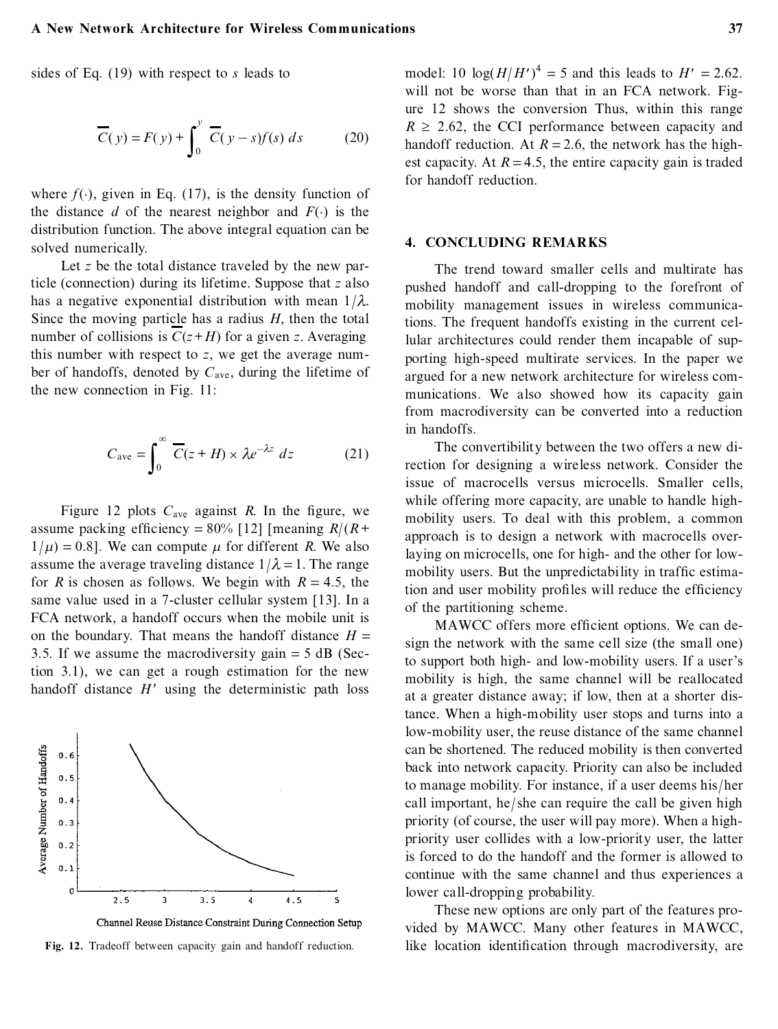sides of Eq. (19) with respect to $s$ leads to

$$\overline{C}(y) = F(y) + \int_0^y \overline{C}(y - s)f(s)\, ds \qquad (20)$$

where $f(\cdot)$, given in Eq. (17), is the density function of the distance $d$ of the nearest neighbor and $F(\cdot)$ is the distribution function. The above integral equation can be solved numerically.

Let $z$ be the total distance traveled by the new particle (connection) during its lifetime. Suppose that $z$ also has a negative exponential distribution with mean $1/\lambda$. Since the moving particle has a radius $H$, then the total number of collisions is $\overline{C}(z+H)$ for a given $z$. Averaging this number with respect to $z$, we get the average number of handoffs, denoted by $C_{\text{ave}}$, during the lifetime of the new connection in Fig. 11:

$$C_{\text{ave}} = \int_0^\infty \overline{C}(z + H) \times \lambda e^{-\lambda z}\, dz \qquad (21)$$

Figure 12 plots $C_{\text{ave}}$ against $R$. In the figure, we assume packing efficiency = 80% [12] [meaning $R/(R + 1/\mu) = 0.8$]. We can compute $\mu$ for different $R$. We also assume the average traveling distance $1/\lambda = 1$. The range for $R$ is chosen as follows. We begin with $R = 4.5$, the same value used in a 7-cluster cellular system [13]. In a FCA network, a handoff occurs when the mobile unit is on the boundary. That means the handoff distance $H$ = 3.5. If we assume the macrodiversity gain = 5 dB (Section 3.1), we can get a rough estimation for the new handoff distance $H'$ using the deterministic path loss model: $10 \log(H/H')^4 = 5$ and this leads to $H' = 2.62$. will not be worse than that in an FCA network. Figure 12 shows the conversion Thus, within this range $R \geq 2.62$, the CCI performance between capacity and handoff reduction. At $R = 2.6$, the network has the highest capacity. At $R = 4.5$, the entire capacity gain is traded for handoff reduction.

Fig. 12. Tradeoff between capacity gain and handoff reduction.

## 4. CONCLUDING REMARKS

The trend toward smaller cells and multirate has pushed handoff and call-dropping to the forefront of mobility management issues in wireless communications. The frequent handoffs existing in the current cellular architectures could render them incapable of supporting high-speed multirate services. In the paper we argued for a new network architecture for wireless communications. We also showed how its capacity gain from macrodiversity can be converted into a reduction in handoffs.

The convertibility between the two offers a new direction for designing a wireless network. Consider the issue of macrocells versus microcells. Smaller cells, while offering more capacity, are unable to handle high-mobility users. To deal with this problem, a common approach is to design a network with macrocells overlaying on microcells, one for high- and the other for low-mobility users. But the unpredictability in traffic estimation and user mobility profiles will reduce the efficiency of the partitioning scheme.

MAWCC offers more efficient options. We can design the network with the same cell size (the small one) to support both high- and low-mobility users. If a user's mobility is high, the same channel will be reallocated at a greater distance away; if low, then at a shorter distance. When a high-mobility user stops and turns into a low-mobility user, the reuse distance of the same channel can be shortened. The reduced mobility is then converted back into network capacity. Priority can also be included to manage mobility. For instance, if a user deems his/her call important, he/she can require the call be given high priority (of course, the user will pay more). When a high-priority user collides with a low-priority user, the latter is forced to do the handoff and the former is allowed to continue with the same channel and thus experiences a lower call-dropping probability.

These new options are only part of the features provided by MAWCC. Many other features in MAWCC, like location identification through macrodiversity, are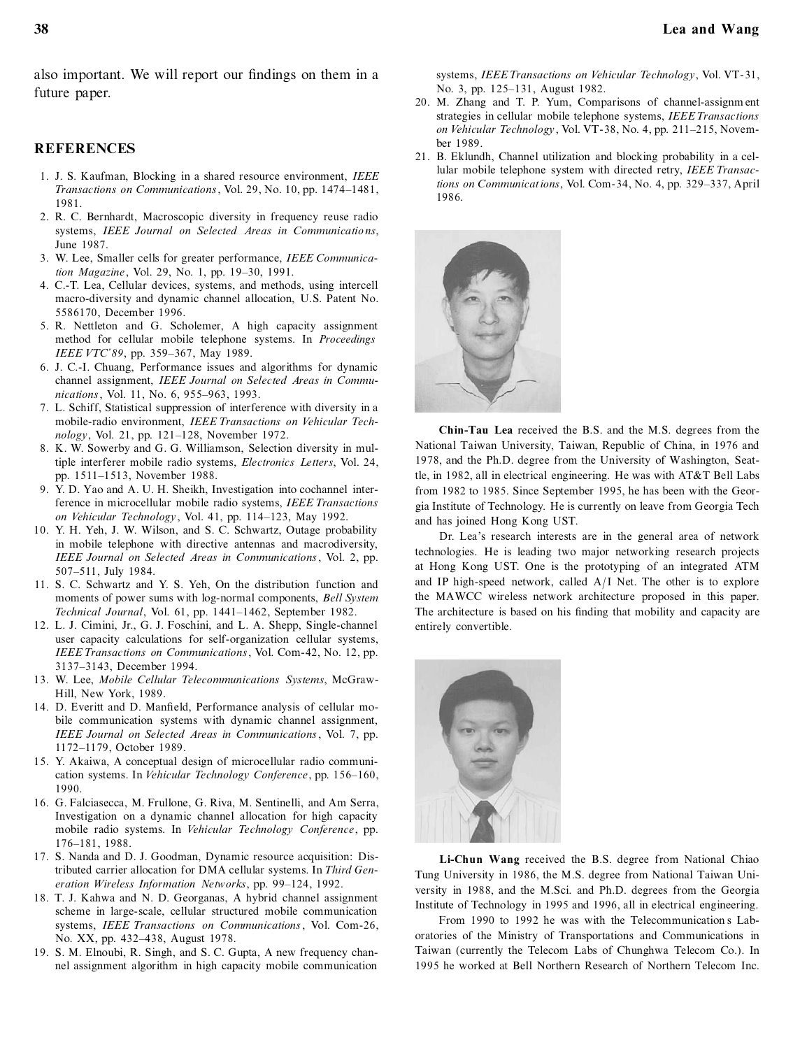also important. We will report our findings on them in a future paper.

## REFERENCES

1. J. S. Kaufman, Blocking in a shared resource environment, *IEEE Transactions on Communications*, Vol. 29, No. 10, pp. 1474–1481, 1981.
2. R. C. Bernhardt, Macroscopic diversity in frequency reuse radio systems, *IEEE Journal on Selected Areas in Communications*, June 1987.
3. W. Lee, Smaller cells for greater performance, *IEEE Communication Magazine*, Vol. 29, No. 1, pp. 19–30, 1991.
4. C.-T. Lea, Cellular devices, systems, and methods, using intercell macro-diversity and dynamic channel allocation, U.S. Patent No. 5586170, December 1996.
5. R. Nettleton and G. Scholemer, A high capacity assignment method for cellular mobile telephone systems. In *Proceedings IEEE VTC'89*, pp. 359–367, May 1989.
6. J. C.-I. Chuang, Performance issues and algorithms for dynamic channel assignment, *IEEE Journal on Selected Areas in Communications*, Vol. 11, No. 6, 955–963, 1993.
7. L. Schiff, Statistical suppression of interference with diversity in a mobile-radio environment, *IEEE Transactions on Vehicular Technology*, Vol. 21, pp. 121–128, November 1972.
8. K. W. Sowerby and G. G. Williamson, Selection diversity in multiple interferer mobile radio systems, *Electronics Letters*, Vol. 24, pp. 1511–1513, November 1988.
9. Y. D. Yao and A. U. H. Sheikh, Investigation into cochannel interference in microcellular mobile radio systems, *IEEE Transactions on Vehicular Technology*, Vol. 41, pp. 114–123, May 1992.
10. Y. H. Yeh, J. W. Wilson, and S. C. Schwartz, Outage probability in mobile telephone with directive antennas and macrodiversity, *IEEE Journal on Selected Areas in Communications*, Vol. 2, pp. 507–511, July 1984.
11. S. C. Schwartz and Y. S. Yeh, On the distribution function and moments of power sums with log-normal components, *Bell System Technical Journal*, Vol. 61, pp. 1441–1462, September 1982.
12. L. J. Cimini, Jr., G. J. Foschini, and L. A. Shepp, Single-channel user capacity calculations for self-organization cellular systems, *IEEE Transactions on Communications*, Vol. Com-42, No. 12, pp. 3137–3143, December 1994.
13. W. Lee, *Mobile Cellular Telecommunications Systems*, McGraw-Hill, New York, 1989.
14. D. Everitt and D. Manfield, Performance analysis of cellular mobile communication systems with dynamic channel assignment, *IEEE Journal on Selected Areas in Communications*, Vol. 7, pp. 1172–1179, October 1989.
15. Y. Akaiwa, A conceptual design of microcellular radio communication systems. In *Vehicular Technology Conference*, pp. 156–160, 1990.
16. G. Falciasecca, M. Frullone, G. Riva, M. Sentinelli, and Am Serra, Investigation on a dynamic channel allocation for high capacity mobile radio systems. In *Vehicular Technology Conference*, pp. 176–181, 1988.
17. S. Nanda and D. J. Goodman, Dynamic resource acquisition: Distributed carrier allocation for DMA cellular systems. In *Third Generation Wireless Information Networks*, pp. 99–124, 1992.
18. T. J. Kahwa and N. D. Georganas, A hybrid channel assignment scheme in large-scale, cellular structured mobile communication systems, *IEEE Transactions on Communications*, Vol. Com-26, No. XX, pp. 432–438, August 1978.
19. S. M. Elnoubi, R. Singh, and S. C. Gupta, A new frequency channel assignment algorithm in high capacity mobile communication systems, *IEEE Transactions on Vehicular Technology*, Vol. VT-31, No. 3, pp. 125–131, August 1982.
20. M. Zhang and T. P. Yum, Comparisons of channel-assignment strategies in cellular mobile telephone systems, *IEEE Transactions on Vehicular Technology*, Vol. VT-38, No. 4, pp. 211–215, November 1989.
21. B. Eklundh, Channel utilization and blocking probability in a cellular mobile telephone system with directed retry, *IEEE Transactions on Communications*, Vol. Com-34, No. 4, pp. 329–337, April 1986.

**Chin-Tau Lea** received the B.S. and the M.S. degrees from the National Taiwan University, Taiwan, Republic of China, in 1976 and 1978, and the Ph.D. degree from the University of Washington, Seattle, in 1982, all in electrical engineering. He was with AT&T Bell Labs from 1982 to 1985. Since September 1995, he has been with the Georgia Institute of Technology. He is currently on leave from Georgia Tech and has joined Hong Kong UST.

Dr. Lea's research interests are in the general area of network technologies. He is leading two major networking research projects at Hong Kong UST. One is the prototyping of an integrated ATM and IP high-speed network, called A/I Net. The other is to explore the MAWCC wireless network architecture proposed in this paper. The architecture is based on his finding that mobility and capacity are entirely convertible.

**Li-Chun Wang** received the B.S. degree from National Chiao Tung University in 1986, the M.S. degree from National Taiwan University in 1988, and the M.Sci. and Ph.D. degrees from the Georgia Institute of Technology in 1995 and 1996, all in electrical engineering.

From 1990 to 1992 he was with the Telecommunications Laboratories of the Ministry of Transportations and Communications in Taiwan (currently the Telecom Labs of Chunghwa Telecom Co.). In 1995 he worked at Bell Northern Research of Northern Telecom Inc.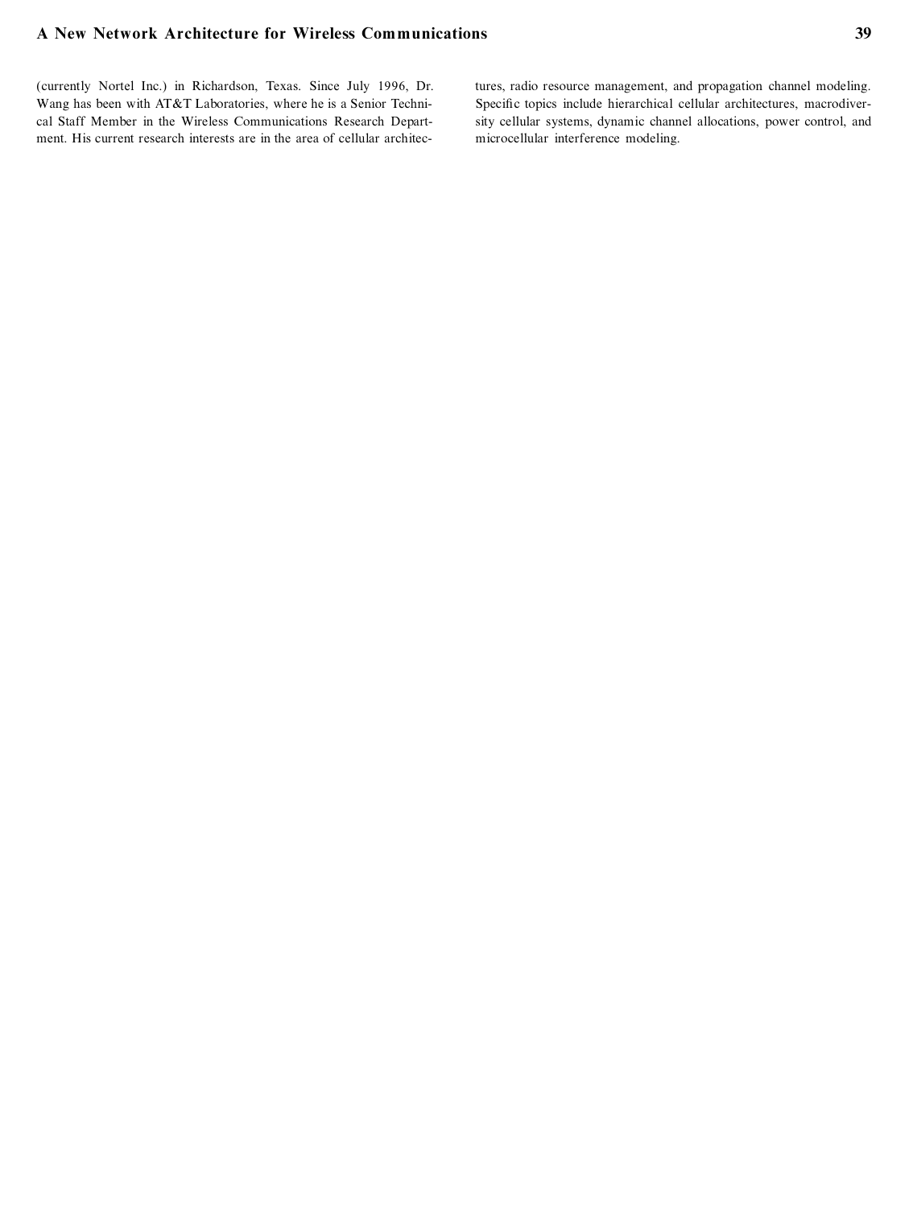(currently Nortel Inc.) in Richardson, Texas. Since July 1996, Dr. Wang has been with AT&T Laboratories, where he is a Senior Technical Staff Member in the Wireless Communications Research Department. His current research interests are in the area of cellular architectures, radio resource management, and propagation channel modeling. Specific topics include hierarchical cellular architectures, macrodiversity cellular systems, dynamic channel allocations, power control, and microcellular interference modeling.